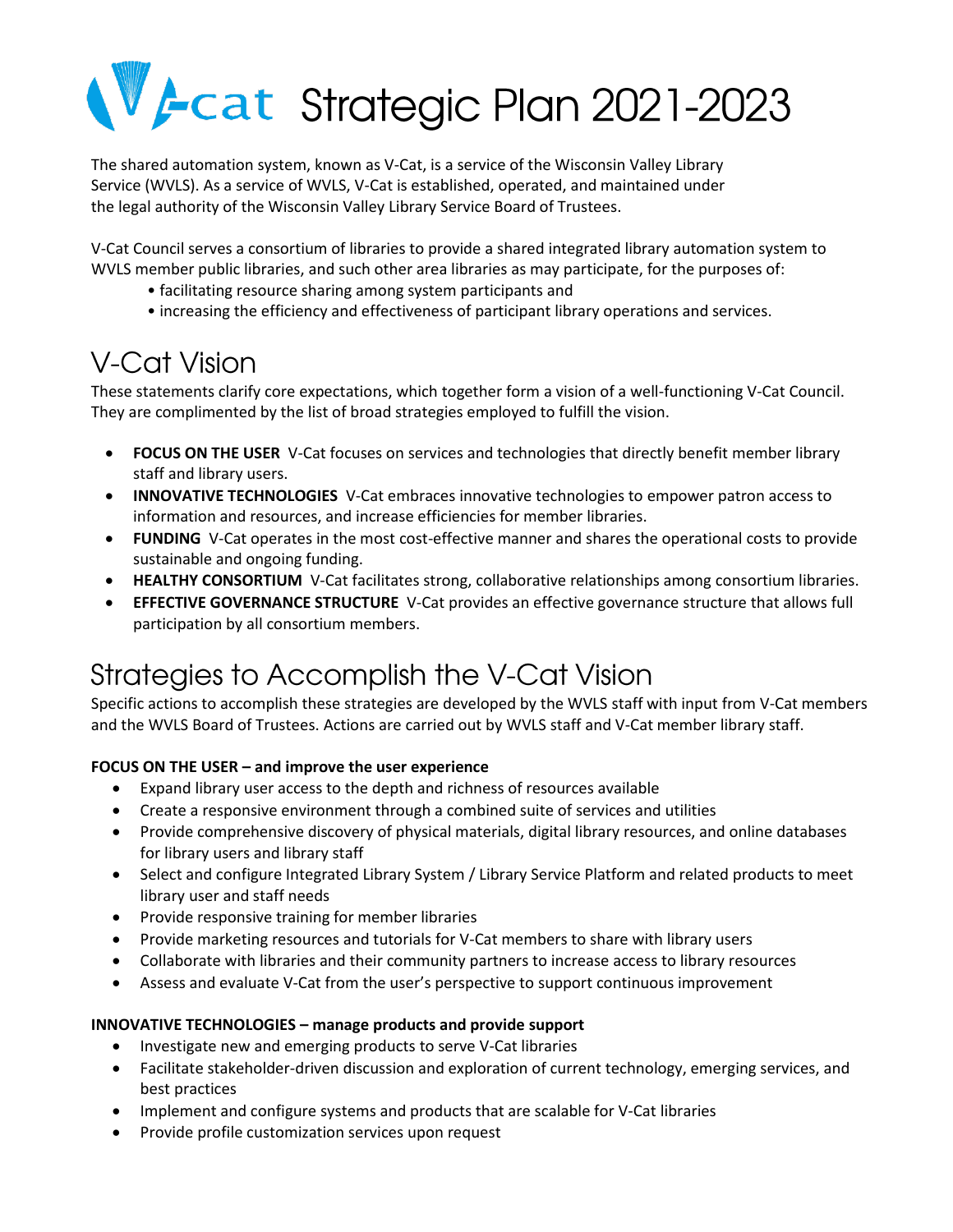# V-cat Strategic Plan 2021-2023

The shared automation system, known as V-Cat, is a service of the Wisconsin Valley Library Service (WVLS). As a service of WVLS, V-Cat is established, operated, and maintained under the legal authority of the Wisconsin Valley Library Service Board of Trustees.

V-Cat Council serves a consortium of libraries to provide a shared integrated library automation system to WVLS member public libraries, and such other area libraries as may participate, for the purposes of:

- facilitating resource sharing among system participants and
- increasing the efficiency and effectiveness of participant library operations and services.

## V-Cat Vision

These statements clarify core expectations, which together form a vision of a well-functioning V-Cat Council. They are complimented by the list of broad strategies employed to fulfill the vision.

- **FOCUS ON THE USER** V-Cat focuses on services and technologies that directly benefit member library staff and library users.
- **INNOVATIVE TECHNOLOGIES** V-Cat embraces innovative technologies to empower patron access to information and resources, and increase efficiencies for member libraries.
- **FUNDING** V-Cat operates in the most cost-effective manner and shares the operational costs to provide sustainable and ongoing funding.
- **HEALTHY CONSORTIUM** V-Cat facilitates strong, collaborative relationships among consortium libraries.
- **EFFECTIVE GOVERNANCE STRUCTURE** V-Cat provides an effective governance structure that allows full participation by all consortium members.

## Strategies to Accomplish the V-Cat Vision

Specific actions to accomplish these strategies are developed by the WVLS staff with input from V-Cat members and the WVLS Board of Trustees. Actions are carried out by WVLS staff and V-Cat member library staff.

**FOCUS ON THE USER – and improve the user experience**

- Expand library user access to the depth and richness of resources available
- Create a responsive environment through a combined suite of services and utilities
- Provide comprehensive discovery of physical materials, digital library resources, and online databases for library users and library staff
- Select and configure Integrated Library System / Library Service Platform and related products to meet library user and staff needs
- Provide responsive training for member libraries
- Provide marketing resources and tutorials for V-Cat members to share with library users
- Collaborate with libraries and their community partners to increase access to library resources
- Assess and evaluate V-Cat from the user's perspective to support continuous improvement

**INNOVATIVE TECHNOLOGIES – manage products and provide support**

- Investigate new and emerging products to serve V-Cat libraries
- Facilitate stakeholder-driven discussion and exploration of current technology, emerging services, and best practices
- Implement and configure systems and products that are scalable for V-Cat libraries
- Provide profile customization services upon request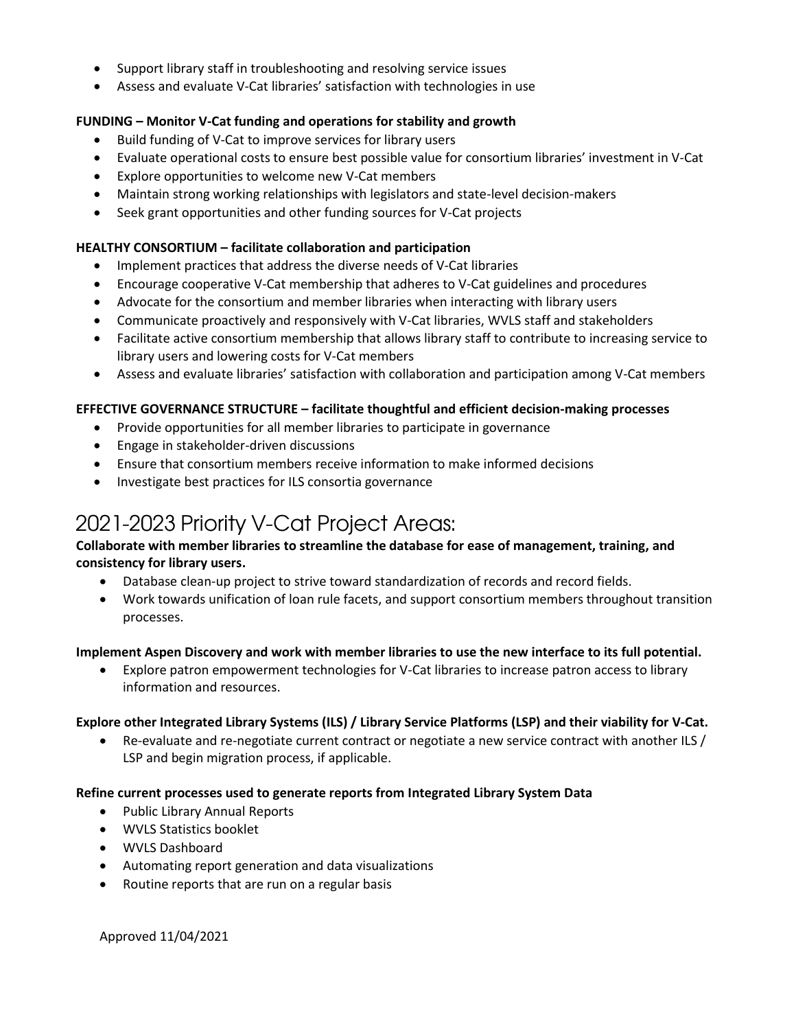- Support library staff in troubleshooting and resolving service issues
- Assess and evaluate V-Cat libraries' satisfaction with technologies in use

**FUNDING – Monitor V-Cat funding and operations for stability and growth**

- Build funding of V-Cat to improve services for library users
- Evaluate operational costs to ensure best possible value for consortium libraries' investment in V-Cat
- Explore opportunities to welcome new V-Cat members
- Maintain strong working relationships with legislators and state-level decision-makers
- Seek grant opportunities and other funding sources for V-Cat projects

**HEALTHY CONSORTIUM – facilitate collaboration and participation**

- Implement practices that address the diverse needs of V-Cat libraries
- Encourage cooperative V-Cat membership that adheres to V-Cat guidelines and procedures
- Advocate for the consortium and member libraries when interacting with library users
- Communicate proactively and responsively with V-Cat libraries, WVLS staff and stakeholders
- Facilitate active consortium membership that allows library staff to contribute to increasing service to library users and lowering costs for V-Cat members
- Assess and evaluate libraries' satisfaction with collaboration and participation among V-Cat members

**EFFECTIVE GOVERNANCE STRUCTURE – facilitate thoughtful and efficient decision-making processes**

- Provide opportunities for all member libraries to participate in governance
- Engage in stakeholder-driven discussions
- Ensure that consortium members receive information to make informed decisions
- Investigate best practices for ILS consortia governance

# 2021-2023 Priority V-Cat Project Areas:

**Collaborate with member libraries to streamline the database for ease of management, training, and consistency for library users.**

- Database clean-up project to strive toward standardization of records and record fields.
- Work towards unification of loan rule facets, and support consortium members throughout transition processes.

**Implement Aspen Discovery and work with member libraries to use the new interface to its full potential.**

- Explore patron empowerment technologies for V-Cat libraries to increase patron access to library information and resources.

**Explore other Integrated Library Systems (ILS) / Library Service Platforms (LSP) and their viability for V-Cat.**

- Re-evaluate and re-negotiate current contract or negotiate a new service contract with another ILS / LSP and begin migration process, if applicable.

**Refine current processes used to generate reports from Integrated Library System Data**

- Public Library Annual Reports
- WVLS Statistics booklet
- WVLS Dashboard
- Automating report generation and data visualizations
- Routine reports that are run on a regular basis

Approved 11/04/2021